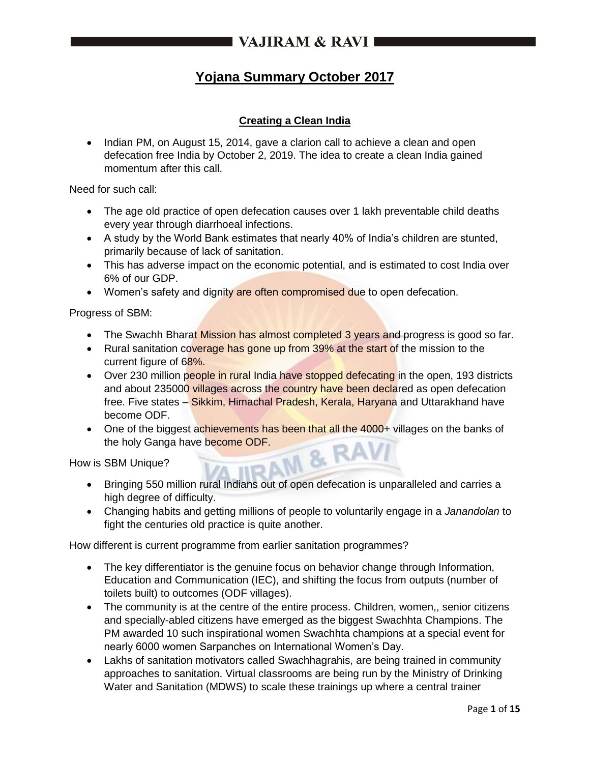# Yojana Summary October 2017

## Creating a Clean India

- Indian PM, on August 15, 2014, gave a clarion call to achieve a clean and open defecation free India by October 2, 2019. The idea to create a clean India gained momentum after this call.

Need for such call:

- The age old practice of open defecation causes over 1 lakh preventable child deaths every year through diarrhoeal infections.
- A study by the World Bank estimates that nearly 40% of India's children are stunted, primarily because of lack of sanitation.
- This has adverse impact on the economic potential, and is estimated to cost India over 6% of our GDP.
- Women's safety and dignity are often compromised due to open defecation.

Progress of SBM:

- The Swachh Bharat Mission has almost completed 3 years and progress is good so far.
- Rural sanitation coverage has gone up from 39% at the start of the mission to the current figure of 68%.
- Over 230 million people in rural India have stopped defecating in the open, 193 districts and about 235000 villages across the country have been declared as open defecation free. Five states – Sikkim, Himachal Pradesh, Kerala, Haryana and Uttarakhand have become ODF.
- One of the biggest achievements has been that all the 4000+ villages on the banks of the holy Ganga have become ODF.

How is SBM Unique?

- Bringing 550 million rural Indians out of open defecation is unparalleled and carries a high degree of difficulty.
- Changing habits and getting millions of people to voluntarily engage in a *Janandolan* to fight the centuries old practice is quite another.

How different is current programme from earlier sanitation programmes?

- The key differentiator is the genuine focus on behavior change through Information, Education and Communication (IEC), and shifting the focus from outputs (number of toilets built) to outcomes (ODF villages).
- The community is at the centre of the entire process. Children, women,, senior citizens and specially-abled citizens have emerged as the biggest Swachhta Champions. The PM awarded 10 such inspirational women Swachhta champions at a special event for nearly 6000 women Sarpanches on International Women's Day.
- Lakhs of sanitation motivators called Swachhagrahis, are being trained in community approaches to sanitation. Virtual classrooms are being run by the Ministry of Drinking Water and Sanitation (MDWS) to scale these trainings up where a central trainer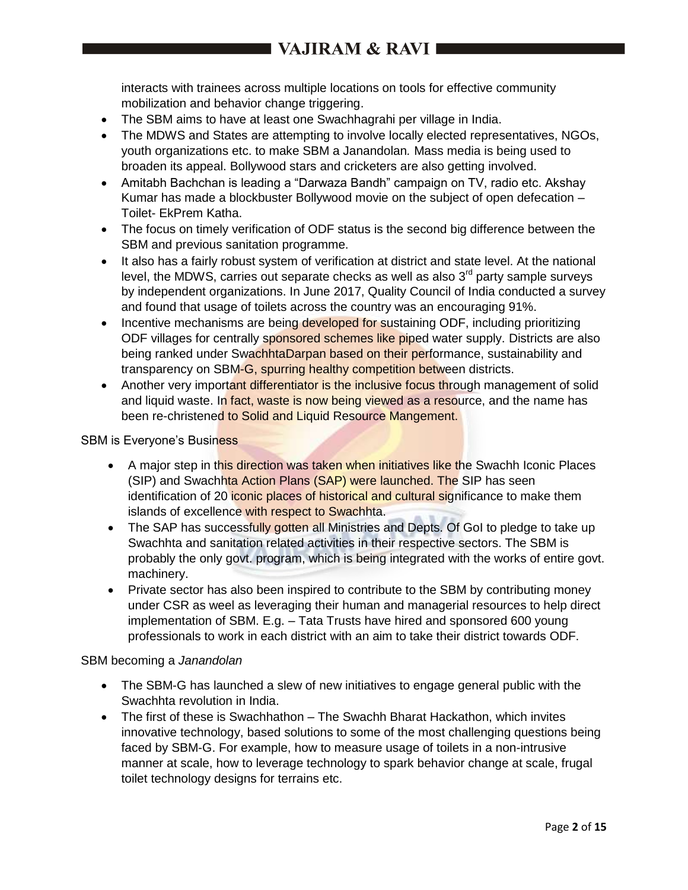interacts with trainees across multiple locations on tools for effective community mobilization and behavior change triggering.

- The SBM aims to have at least one Swachhagrahi per village in India.
- The MDWS and States are attempting to involve locally elected representatives, NGOs, youth organizations etc. to make SBM a Janandolan. Mass media is being used to broaden its appeal. Bollywood stars and cricketers are also getting involved.
- Amitabh Bachchan is leading a "Darwaza Bandh" campaign on TV, radio etc. Akshay Kumar has made a blockbuster Bollywood movie on the subject of open defecation – Toilet- EkPrem Katha.
- The focus on timely verification of ODF status is the second big difference between the SBM and previous sanitation programme.
- It also has a fairly robust system of verification at district and state level. At the national level, the MDWS, carries out separate checks as well as also 3rd party sample surveys by independent organizations. In June 2017, Quality Council of India conducted a survey and found that usage of toilets across the country was an encouraging 91%.
- Incentive mechanisms are being developed for sustaining ODF, including prioritizing ODF villages for centrally sponsored schemes like piped water supply. Districts are also being ranked under SwachhtaDarpan based on their performance, sustainability and transparency on SBM-G, spurring healthy competition between districts.
- Another very important differentiator is the inclusive focus through management of solid and liquid waste. In fact, waste is now being viewed as a resource, and the name has been re-christened to Solid and Liquid Resource Mangement.

SBM is Everyone's Business

- A major step in this direction was taken when initiatives like the Swachh Iconic Places (SIP) and Swachhta Action Plans (SAP) were launched. The SIP has seen identification of 20 iconic places of historical and cultural significance to make them islands of excellence with respect to Swachhta.
- The SAP has successfully gotten all Ministries and Depts. Of GoI to pledge to take up Swachhta and sanitation related activities in their respective sectors. The SBM is probably the only govt. program, which is being integrated with the works of entire govt. machinery.
- Private sector has also been inspired to contribute to the SBM by contributing money under CSR as weel as leveraging their human and managerial resources to help direct implementation of SBM. E.g. – Tata Trusts have hired and sponsored 600 young professionals to work in each district with an aim to take their district towards ODF.

SBM becoming a *Janandolan*

- The SBM-G has launched a slew of new initiatives to engage general public with the Swachhta revolution in India.
- The first of these is Swachhathon – The Swachh Bharat Hackathon, which invites innovative technology, based solutions to some of the most challenging questions being faced by SBM-G. For example, how to measure usage of toilets in a non-intrusive manner at scale, how to leverage technology to spark behavior change at scale, frugal toilet technology designs for terrains etc.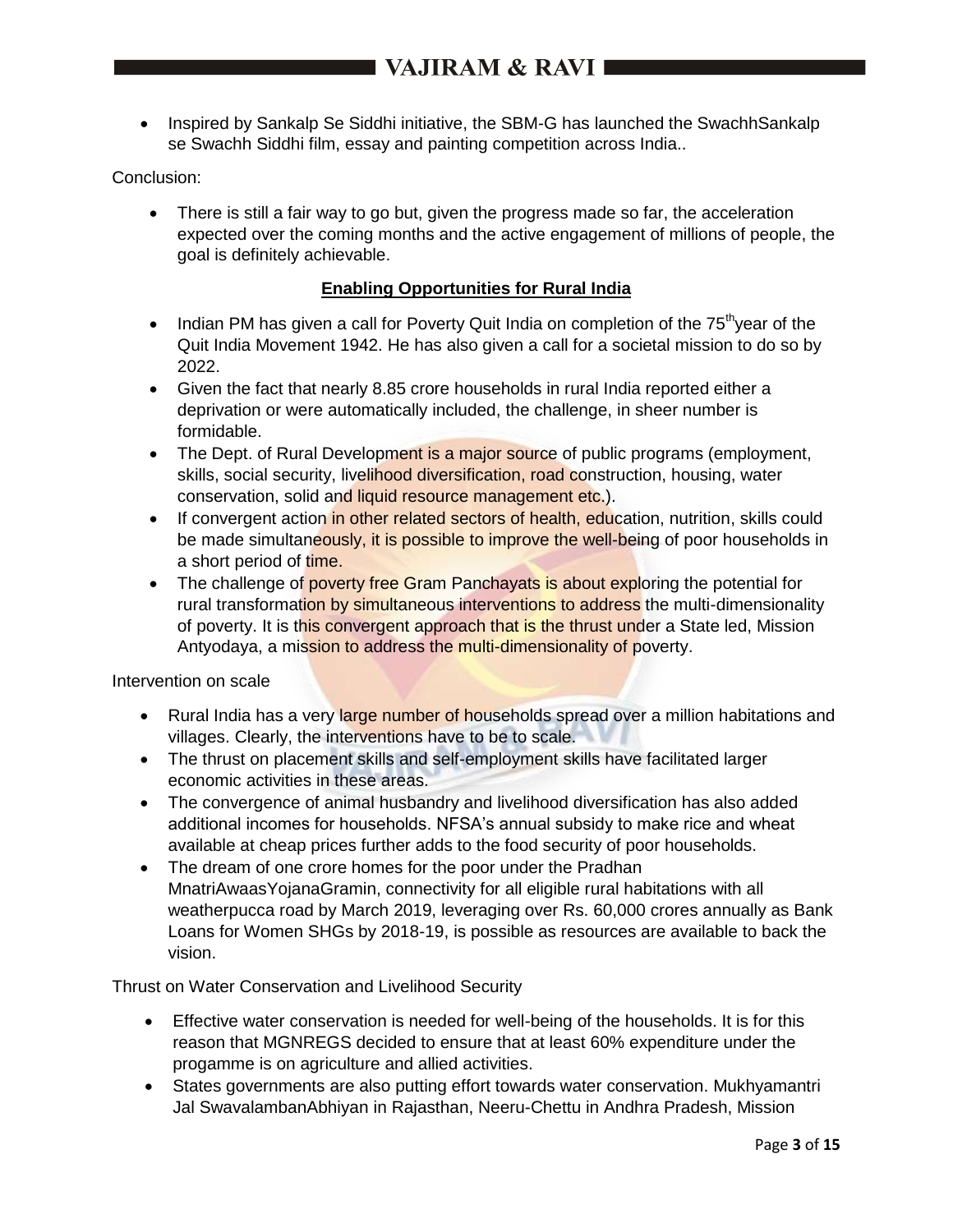- Inspired by Sankalp Se Siddhi initiative, the SBM-G has launched the SwachhSankalp se Swachh Siddhi film, essay and painting competition across India..

Conclusion:

- There is still a fair way to go but, given the progress made so far, the acceleration expected over the coming months and the active engagement of millions of people, the goal is definitely achievable.

## Enabling Opportunities for Rural India

- Indian PM has given a call for Poverty Quit India on completion of the 75th year of the Quit India Movement 1942. He has also given a call for a societal mission to do so by 2022.
- Given the fact that nearly 8.85 crore households in rural India reported either a deprivation or were automatically included, the challenge, in sheer number is formidable.
- The Dept. of Rural Development is a major source of public programs (employment, skills, social security, livelihood diversification, road construction, housing, water conservation, solid and liquid resource management etc.).
- If convergent action in other related sectors of health, education, nutrition, skills could be made simultaneously, it is possible to improve the well-being of poor households in a short period of time.
- The challenge of poverty free Gram Panchayats is about exploring the potential for rural transformation by simultaneous interventions to address the multi-dimensionality of poverty. It is this convergent approach that is the thrust under a State led, Mission Antyodaya, a mission to address the multi-dimensionality of poverty.

Intervention on scale

- Rural India has a very large number of households spread over a million habitations and villages. Clearly, the interventions have to be to scale.
- The thrust on placement skills and self-employment skills have facilitated larger economic activities in these areas.
- The convergence of animal husbandry and livelihood diversification has also added additional incomes for households. NFSA's annual subsidy to make rice and wheat available at cheap prices further adds to the food security of poor households.
- The dream of one crore homes for the poor under the Pradhan MnatriAwaasYojanaGramin, connectivity for all eligible rural habitations with all weatherpucca road by March 2019, leveraging over Rs. 60,000 crores annually as Bank Loans for Women SHGs by 2018-19, is possible as resources are available to back the vision.

Thrust on Water Conservation and Livelihood Security

- Effective water conservation is needed for well-being of the households. It is for this reason that MGNREGS decided to ensure that at least 60% expenditure under the progamme is on agriculture and allied activities.
- States governments are also putting effort towards water conservation. Mukhyamantri Jal SwavalambanAbhiyan in Rajasthan, Neeru-Chettu in Andhra Pradesh, Mission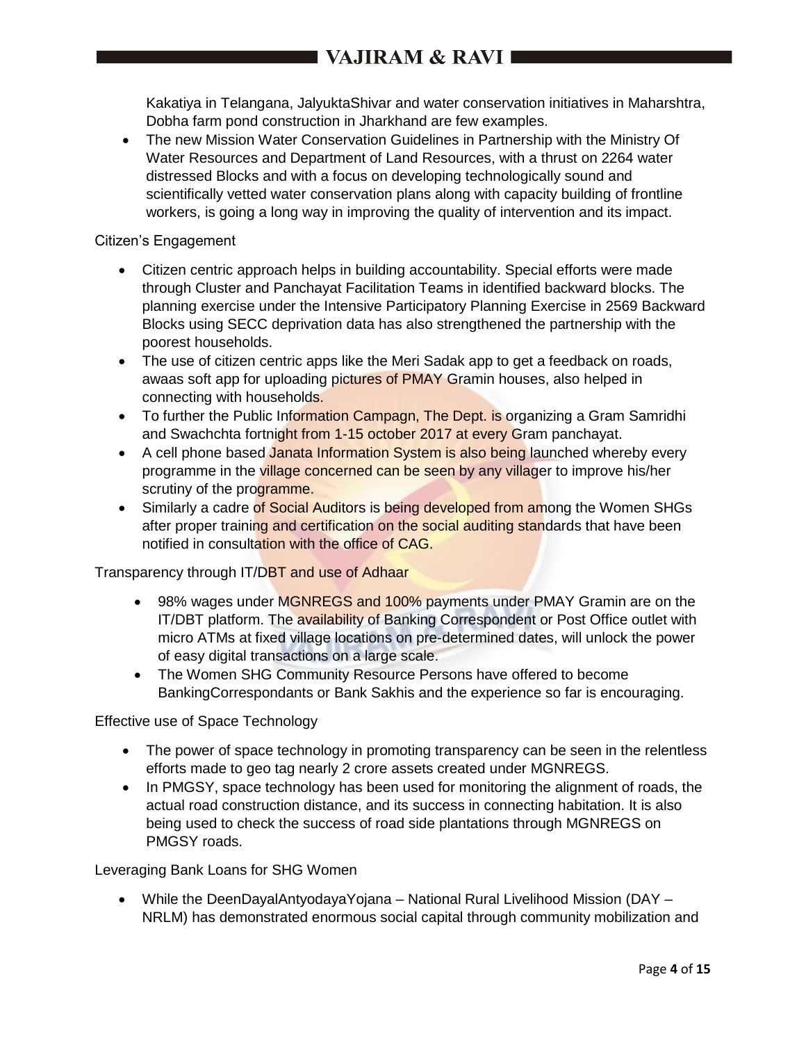Kakatiya in Telangana, JalyuktaShivar and water conservation initiatives in Maharshtra, Dobha farm pond construction in Jharkhand are few examples.

- The new Mission Water Conservation Guidelines in Partnership with the Ministry Of Water Resources and Department of Land Resources, with a thrust on 2264 water distressed Blocks and with a focus on developing technologically sound and scientifically vetted water conservation plans along with capacity building of frontline workers, is going a long way in improving the quality of intervention and its impact.

Citizen's Engagement

- Citizen centric approach helps in building accountability. Special efforts were made through Cluster and Panchayat Facilitation Teams in identified backward blocks. The planning exercise under the Intensive Participatory Planning Exercise in 2569 Backward Blocks using SECC deprivation data has also strengthened the partnership with the poorest households.
- The use of citizen centric apps like the Meri Sadak app to get a feedback on roads, awaas soft app for uploading pictures of PMAY Gramin houses, also helped in connecting with households.
- To further the Public Information Campagn, The Dept. is organizing a Gram Samridhi and Swachchta fortnight from 1-15 october 2017 at every Gram panchayat.
- A cell phone based Janata Information System is also being launched whereby every programme in the village concerned can be seen by any villager to improve his/her scrutiny of the programme.
- Similarly a cadre of Social Auditors is being developed from among the Women SHGs after proper training and certification on the social auditing standards that have been notified in consultation with the office of CAG.

Transparency through IT/DBT and use of Adhaar

- 98% wages under MGNREGS and 100% payments under PMAY Gramin are on the IT/DBT platform. The availability of Banking Correspondent or Post Office outlet with micro ATMs at fixed village locations on pre-determined dates, will unlock the power of easy digital transactions on a large scale.
- The Women SHG Community Resource Persons have offered to become BankingCorrespondants or Bank Sakhis and the experience so far is encouraging.

Effective use of Space Technology

- The power of space technology in promoting transparency can be seen in the relentless efforts made to geo tag nearly 2 crore assets created under MGNREGS.
- In PMGSY, space technology has been used for monitoring the alignment of roads, the actual road construction distance, and its success in connecting habitation. It is also being used to check the success of road side plantations through MGNREGS on PMGSY roads.

Leveraging Bank Loans for SHG Women

- While the DeenDayalAntyodayaYojana – National Rural Livelihood Mission (DAY – NRLM) has demonstrated enormous social capital through community mobilization and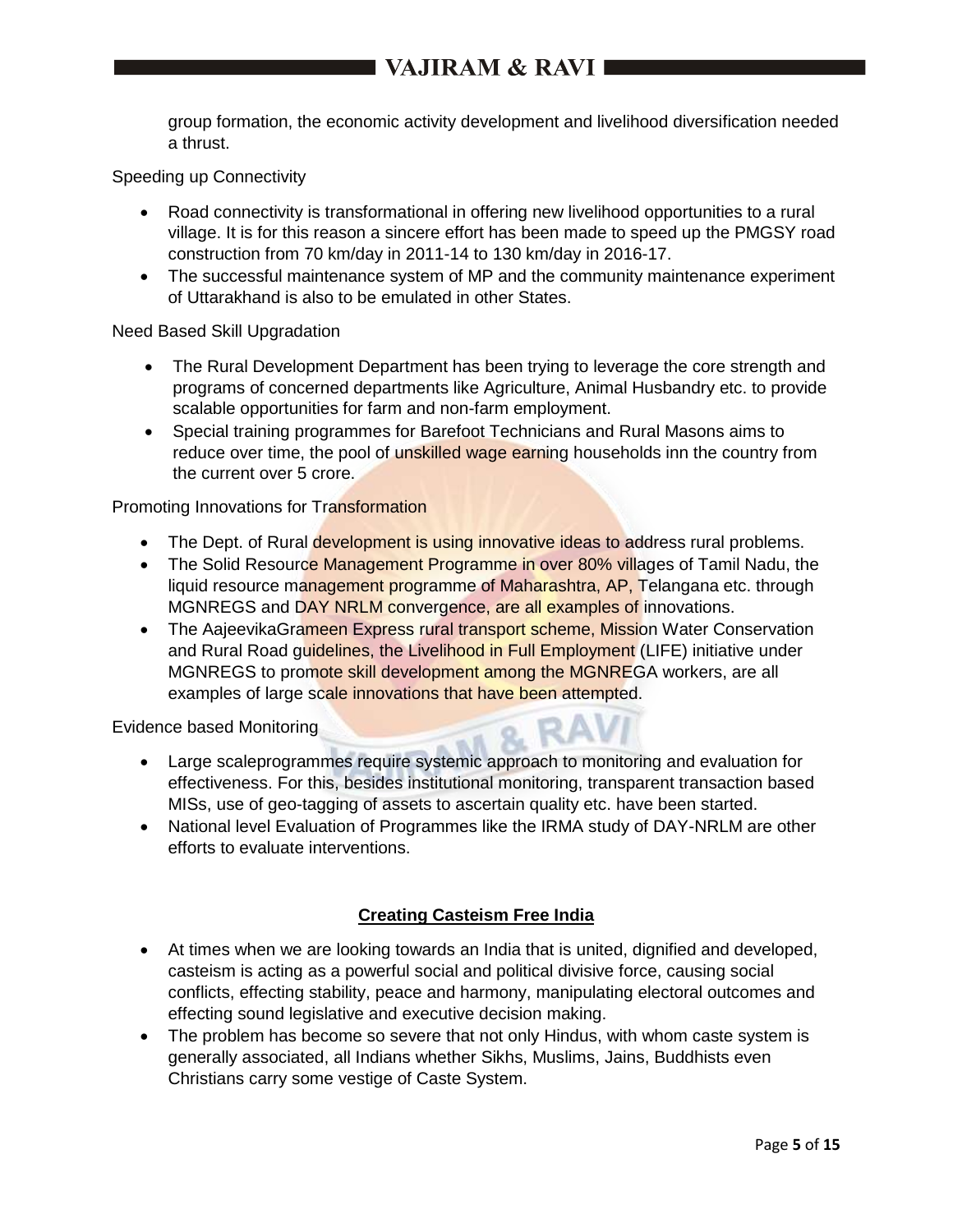group formation, the economic activity development and livelihood diversification needed a thrust.

Speeding up Connectivity

- Road connectivity is transformational in offering new livelihood opportunities to a rural village. It is for this reason a sincere effort has been made to speed up the PMGSY road construction from 70 km/day in 2011-14 to 130 km/day in 2016-17.
- The successful maintenance system of MP and the community maintenance experiment of Uttarakhand is also to be emulated in other States.

Need Based Skill Upgradation

- The Rural Development Department has been trying to leverage the core strength and programs of concerned departments like Agriculture, Animal Husbandry etc. to provide scalable opportunities for farm and non-farm employment.
- Special training programmes for Barefoot Technicians and Rural Masons aims to reduce over time, the pool of unskilled wage earning households inn the country from the current over 5 crore.

Promoting Innovations for Transformation

- The Dept. of Rural development is using innovative ideas to address rural problems.
- The Solid Resource Management Programme in over 80% villages of Tamil Nadu, the liquid resource management programme of Maharashtra, AP, Telangana etc. through MGNREGS and DAY NRLM convergence, are all examples of innovations.
- The AajeevikaGrameen Express rural transport scheme, Mission Water Conservation and Rural Road guidelines, the Livelihood in Full Employment (LIFE) initiative under MGNREGS to promote skill development among the MGNREGA workers, are all examples of large scale innovations that have been attempted.

Evidence based Monitoring

- Large scaleprogrammes require systemic approach to monitoring and evaluation for effectiveness. For this, besides institutional monitoring, transparent transaction based MISs, use of geo-tagging of assets to ascertain quality etc. have been started.
- National level Evaluation of Programmes like the IRMA study of DAY-NRLM are other efforts to evaluate interventions.

## Creating Casteism Free India

- At times when we are looking towards an India that is united, dignified and developed, casteism is acting as a powerful social and political divisive force, causing social conflicts, effecting stability, peace and harmony, manipulating electoral outcomes and effecting sound legislative and executive decision making.
- The problem has become so severe that not only Hindus, with whom caste system is generally associated, all Indians whether Sikhs, Muslims, Jains, Buddhists even Christians carry some vestige of Caste System.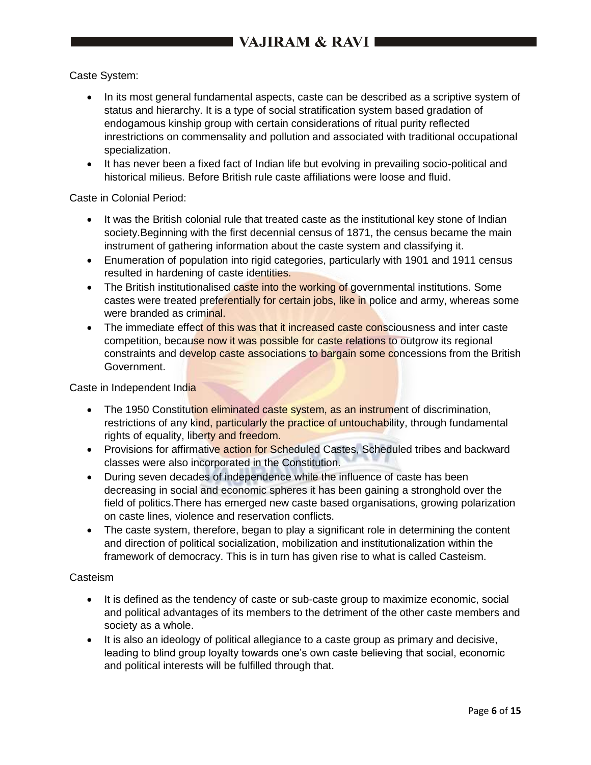Caste System:

- In its most general fundamental aspects, caste can be described as a scriptive system of status and hierarchy. It is a type of social stratification system based gradation of endogamous kinship group with certain considerations of ritual purity reflected inrestrictions on commensality and pollution and associated with traditional occupational specialization.
- It has never been a fixed fact of Indian life but evolving in prevailing socio-political and historical milieus. Before British rule caste affiliations were loose and fluid.

Caste in Colonial Period:

- It was the British colonial rule that treated caste as the institutional key stone of Indian society.Beginning with the first decennial census of 1871, the census became the main instrument of gathering information about the caste system and classifying it.
- Enumeration of population into rigid categories, particularly with 1901 and 1911 census resulted in hardening of caste identities.
- The British institutionalised caste into the working of governmental institutions. Some castes were treated preferentially for certain jobs, like in police and army, whereas some were branded as criminal.
- The immediate effect of this was that it increased caste consciousness and inter caste competition, because now it was possible for caste relations to outgrow its regional constraints and develop caste associations to bargain some concessions from the British Government.

Caste in Independent India

- The 1950 Constitution eliminated caste system, as an instrument of discrimination, restrictions of any kind, particularly the practice of untouchability, through fundamental rights of equality, liberty and freedom.
- Provisions for affirmative action for Scheduled Castes, Scheduled tribes and backward classes were also incorporated in the Constitution.
- During seven decades of independence while the influence of caste has been decreasing in social and economic spheres it has been gaining a stronghold over the field of politics.There has emerged new caste based organisations, growing polarization on caste lines, violence and reservation conflicts.
- The caste system, therefore, began to play a significant role in determining the content and direction of political socialization, mobilization and institutionalization within the framework of democracy. This is in turn has given rise to what is called Casteism.

Casteism

- It is defined as the tendency of caste or sub-caste group to maximize economic, social and political advantages of its members to the detriment of the other caste members and society as a whole.
- It is also an ideology of political allegiance to a caste group as primary and decisive, leading to blind group loyalty towards one's own caste believing that social, economic and political interests will be fulfilled through that.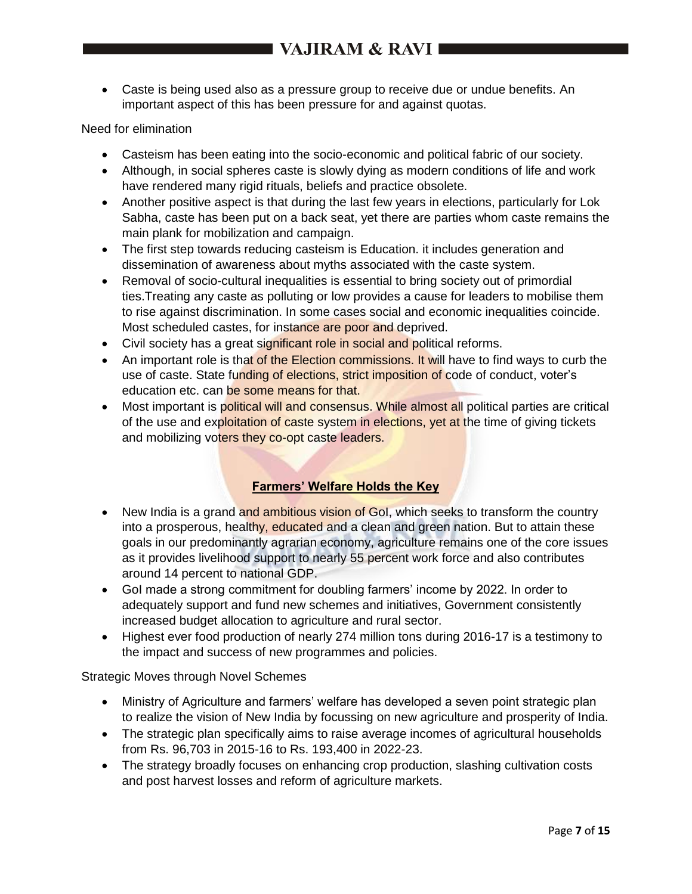- Caste is being used also as a pressure group to receive due or undue benefits. An important aspect of this has been pressure for and against quotas.

Need for elimination

- Casteism has been eating into the socio-economic and political fabric of our society.
- Although, in social spheres caste is slowly dying as modern conditions of life and work have rendered many rigid rituals, beliefs and practice obsolete.
- Another positive aspect is that during the last few years in elections, particularly for Lok Sabha, caste has been put on a back seat, yet there are parties whom caste remains the main plank for mobilization and campaign.
- The first step towards reducing casteism is Education. it includes generation and dissemination of awareness about myths associated with the caste system.
- Removal of socio-cultural inequalities is essential to bring society out of primordial ties.Treating any caste as polluting or low provides a cause for leaders to mobilise them to rise against discrimination. In some cases social and economic inequalities coincide. Most scheduled castes, for instance are poor and deprived.
- Civil society has a great significant role in social and political reforms.
- An important role is that of the Election commissions. It will have to find ways to curb the use of caste. State funding of elections, strict imposition of code of conduct, voter's education etc. can be some means for that.
- Most important is political will and consensus. While almost all political parties are critical of the use and exploitation of caste system in elections, yet at the time of giving tickets and mobilizing voters they co-opt caste leaders.

## Farmers' Welfare Holds the Key

- New India is a grand and ambitious vision of GoI, which seeks to transform the country into a prosperous, healthy, educated and a clean and green nation. But to attain these goals in our predominantly agrarian economy, agriculture remains one of the core issues as it provides livelihood support to nearly 55 percent work force and also contributes around 14 percent to national GDP.
- GoI made a strong commitment for doubling farmers' income by 2022. In order to adequately support and fund new schemes and initiatives, Government consistently increased budget allocation to agriculture and rural sector.
- Highest ever food production of nearly 274 million tons during 2016-17 is a testimony to the impact and success of new programmes and policies.

Strategic Moves through Novel Schemes

- Ministry of Agriculture and farmers' welfare has developed a seven point strategic plan to realize the vision of New India by focussing on new agriculture and prosperity of India.
- The strategic plan specifically aims to raise average incomes of agricultural households from Rs. 96,703 in 2015-16 to Rs. 193,400 in 2022-23.
- The strategy broadly focuses on enhancing crop production, slashing cultivation costs and post harvest losses and reform of agriculture markets.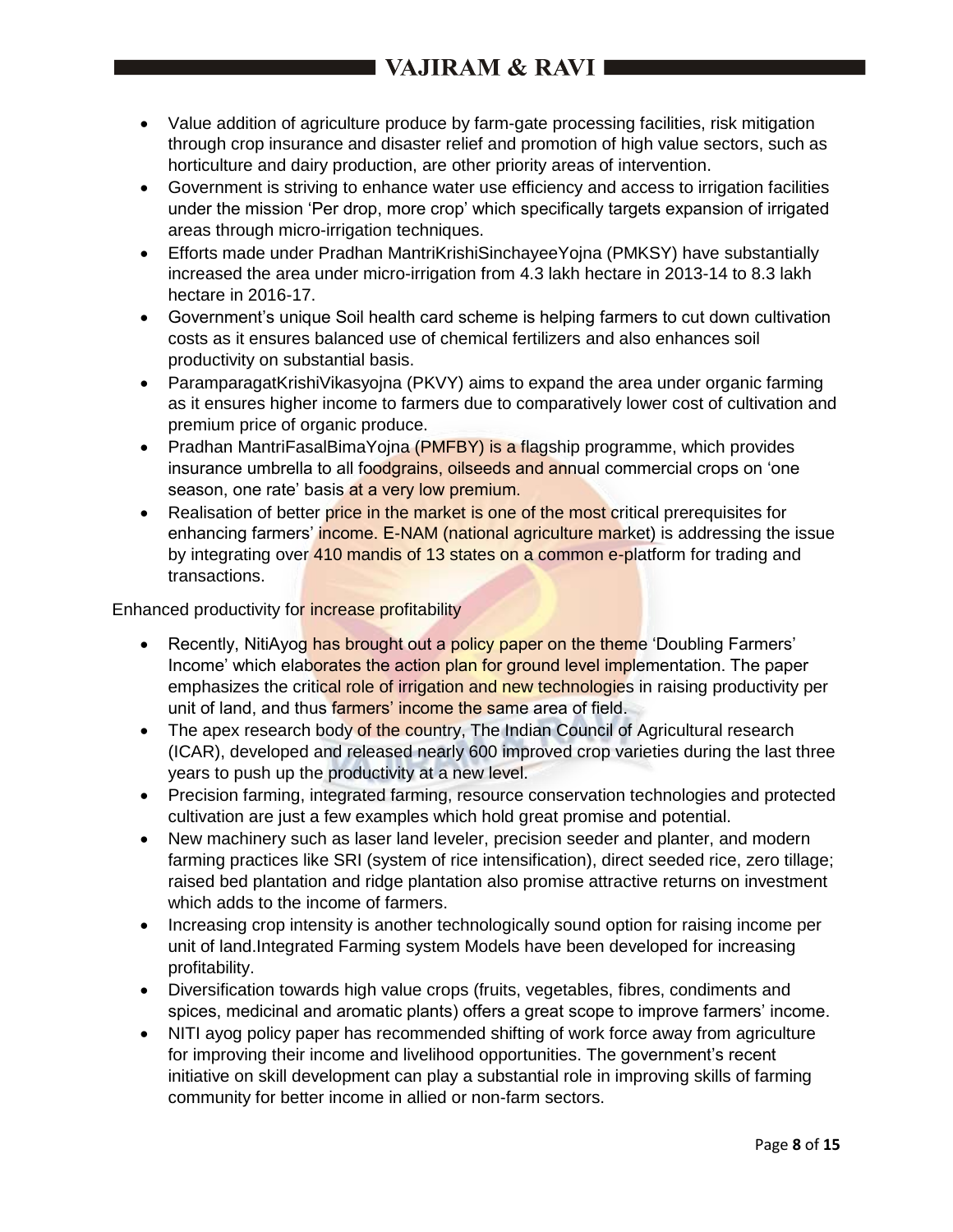- Value addition of agriculture produce by farm-gate processing facilities, risk mitigation through crop insurance and disaster relief and promotion of high value sectors, such as horticulture and dairy production, are other priority areas of intervention.
- Government is striving to enhance water use efficiency and access to irrigation facilities under the mission 'Per drop, more crop' which specifically targets expansion of irrigated areas through micro-irrigation techniques.
- Efforts made under Pradhan MantriKrishiSinchayeeYojna (PMKSY) have substantially increased the area under micro-irrigation from 4.3 lakh hectare in 2013-14 to 8.3 lakh hectare in 2016-17.
- Government's unique Soil health card scheme is helping farmers to cut down cultivation costs as it ensures balanced use of chemical fertilizers and also enhances soil productivity on substantial basis.
- ParamparagatKrishiVikasyojna (PKVY) aims to expand the area under organic farming as it ensures higher income to farmers due to comparatively lower cost of cultivation and premium price of organic produce.
- Pradhan MantriFasalBimaYojna (PMFBY) is a flagship programme, which provides insurance umbrella to all foodgrains, oilseeds and annual commercial crops on 'one season, one rate' basis at a very low premium.
- Realisation of better price in the market is one of the most critical prerequisites for enhancing farmers' income. E-NAM (national agriculture market) is addressing the issue by integrating over 410 mandis of 13 states on a common e-platform for trading and transactions.

Enhanced productivity for increase profitability

- Recently, NitiAyog has brought out a policy paper on the theme 'Doubling Farmers' Income' which elaborates the action plan for ground level implementation. The paper emphasizes the critical role of irrigation and new technologies in raising productivity per unit of land, and thus farmers' income the same area of field.
- The apex research body of the country, The Indian Council of Agricultural research (ICAR), developed and released nearly 600 improved crop varieties during the last three years to push up the productivity at a new level.
- Precision farming, integrated farming, resource conservation technologies and protected cultivation are just a few examples which hold great promise and potential.
- New machinery such as laser land leveler, precision seeder and planter, and modern farming practices like SRI (system of rice intensification), direct seeded rice, zero tillage; raised bed plantation and ridge plantation also promise attractive returns on investment which adds to the income of farmers.
- Increasing crop intensity is another technologically sound option for raising income per unit of land.Integrated Farming system Models have been developed for increasing profitability.
- Diversification towards high value crops (fruits, vegetables, fibres, condiments and spices, medicinal and aromatic plants) offers a great scope to improve farmers' income.
- NITI ayog policy paper has recommended shifting of work force away from agriculture for improving their income and livelihood opportunities. The government's recent initiative on skill development can play a substantial role in improving skills of farming community for better income in allied or non-farm sectors.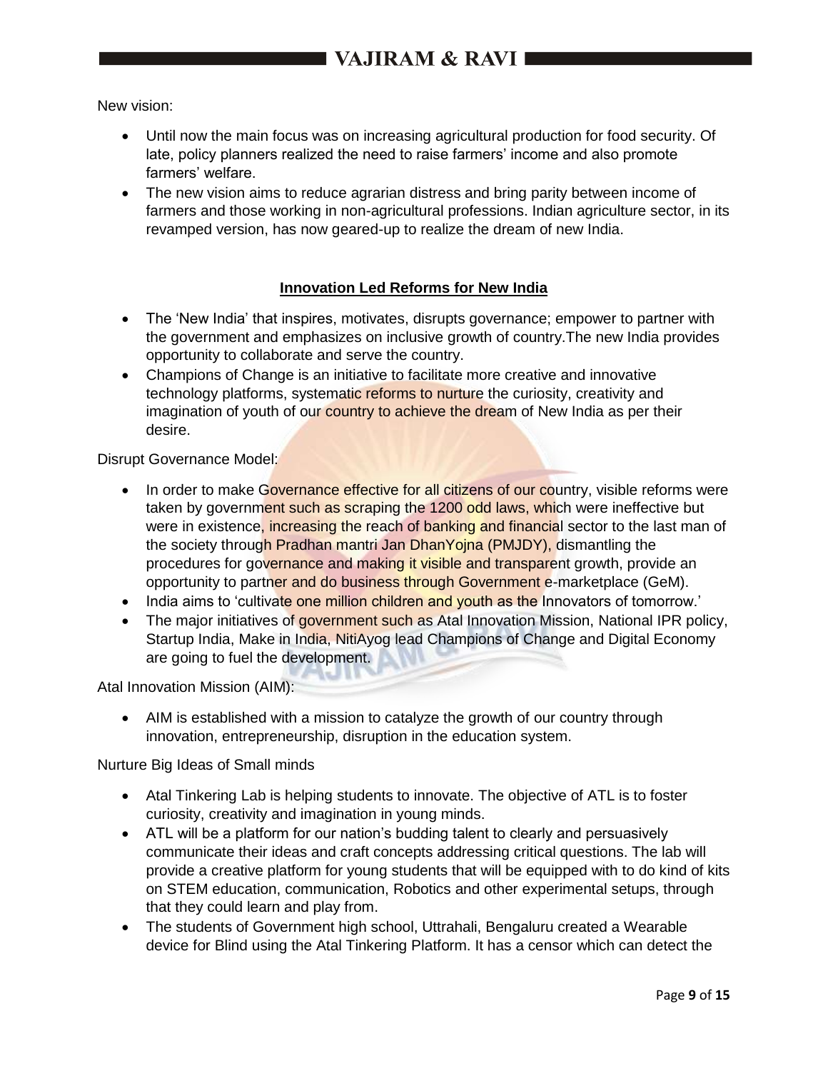New vision:

- Until now the main focus was on increasing agricultural production for food security. Of late, policy planners realized the need to raise farmers' income and also promote farmers' welfare.
- The new vision aims to reduce agrarian distress and bring parity between income of farmers and those working in non-agricultural professions. Indian agriculture sector, in its revamped version, has now geared-up to realize the dream of new India.

## Innovation Led Reforms for New India

- The 'New India' that inspires, motivates, disrupts governance; empower to partner with the government and emphasizes on inclusive growth of country.The new India provides opportunity to collaborate and serve the country.
- Champions of Change is an initiative to facilitate more creative and innovative technology platforms, systematic reforms to nurture the curiosity, creativity and imagination of youth of our country to achieve the dream of New India as per their desire.

Disrupt Governance Model:

- In order to make Governance effective for all citizens of our country, visible reforms were taken by government such as scraping the 1200 odd laws, which were ineffective but were in existence, increasing the reach of banking and financial sector to the last man of the society through Pradhan mantri Jan DhanYojna (PMJDY), dismantling the procedures for governance and making it visible and transparent growth, provide an opportunity to partner and do business through Government e-marketplace (GeM).
- India aims to 'cultivate one million children and youth as the Innovators of tomorrow.'
- The major initiatives of government such as Atal Innovation Mission, National IPR policy, Startup India, Make in India, NitiAyog lead Champions of Change and Digital Economy are going to fuel the development.

Atal Innovation Mission (AIM):

- AIM is established with a mission to catalyze the growth of our country through innovation, entrepreneurship, disruption in the education system.

Nurture Big Ideas of Small minds

- Atal Tinkering Lab is helping students to innovate. The objective of ATL is to foster curiosity, creativity and imagination in young minds.
- ATL will be a platform for our nation's budding talent to clearly and persuasively communicate their ideas and craft concepts addressing critical questions. The lab will provide a creative platform for young students that will be equipped with to do kind of kits on STEM education, communication, Robotics and other experimental setups, through that they could learn and play from.
- The students of Government high school, Uttrahali, Bengaluru created a Wearable device for Blind using the Atal Tinkering Platform. It has a censor which can detect the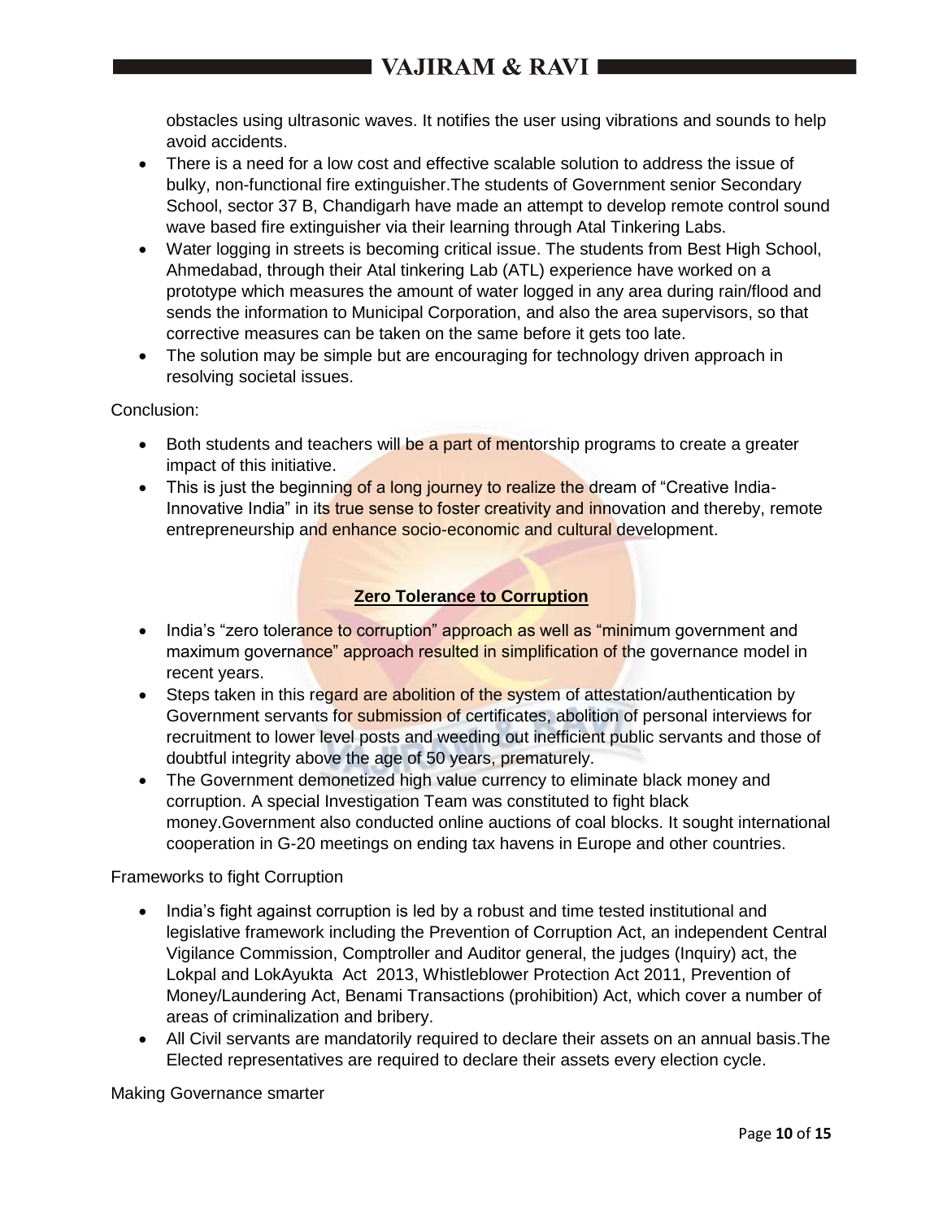obstacles using ultrasonic waves. It notifies the user using vibrations and sounds to help avoid accidents.

- There is a need for a low cost and effective scalable solution to address the issue of bulky, non-functional fire extinguisher.The students of Government senior Secondary School, sector 37 B, Chandigarh have made an attempt to develop remote control sound wave based fire extinguisher via their learning through Atal Tinkering Labs.
- Water logging in streets is becoming critical issue. The students from Best High School, Ahmedabad, through their Atal tinkering Lab (ATL) experience have worked on a prototype which measures the amount of water logged in any area during rain/flood and sends the information to Municipal Corporation, and also the area supervisors, so that corrective measures can be taken on the same before it gets too late.
- The solution may be simple but are encouraging for technology driven approach in resolving societal issues.

Conclusion:

- Both students and teachers will be a part of mentorship programs to create a greater impact of this initiative.
- This is just the beginning of a long journey to realize the dream of "Creative India-Innovative India" in its true sense to foster creativity and innovation and thereby, remote entrepreneurship and enhance socio-economic and cultural development.

## Zero Tolerance to Corruption

- India's "zero tolerance to corruption" approach as well as "minimum government and maximum governance" approach resulted in simplification of the governance model in recent years.
- Steps taken in this regard are abolition of the system of attestation/authentication by Government servants for submission of certificates, abolition of personal interviews for recruitment to lower level posts and weeding out inefficient public servants and those of doubtful integrity above the age of 50 years, prematurely.
- The Government demonetized high value currency to eliminate black money and corruption. A special Investigation Team was constituted to fight black money.Government also conducted online auctions of coal blocks. It sought international cooperation in G-20 meetings on ending tax havens in Europe and other countries.

Frameworks to fight Corruption

- India's fight against corruption is led by a robust and time tested institutional and legislative framework including the Prevention of Corruption Act, an independent Central Vigilance Commission, Comptroller and Auditor general, the judges (Inquiry) act, the Lokpal and LokAyukta Act 2013, Whistleblower Protection Act 2011, Prevention of Money/Laundering Act, Benami Transactions (prohibition) Act, which cover a number of areas of criminalization and bribery.
- All Civil servants are mandatorily required to declare their assets on an annual basis.The Elected representatives are required to declare their assets every election cycle.

Making Governance smarter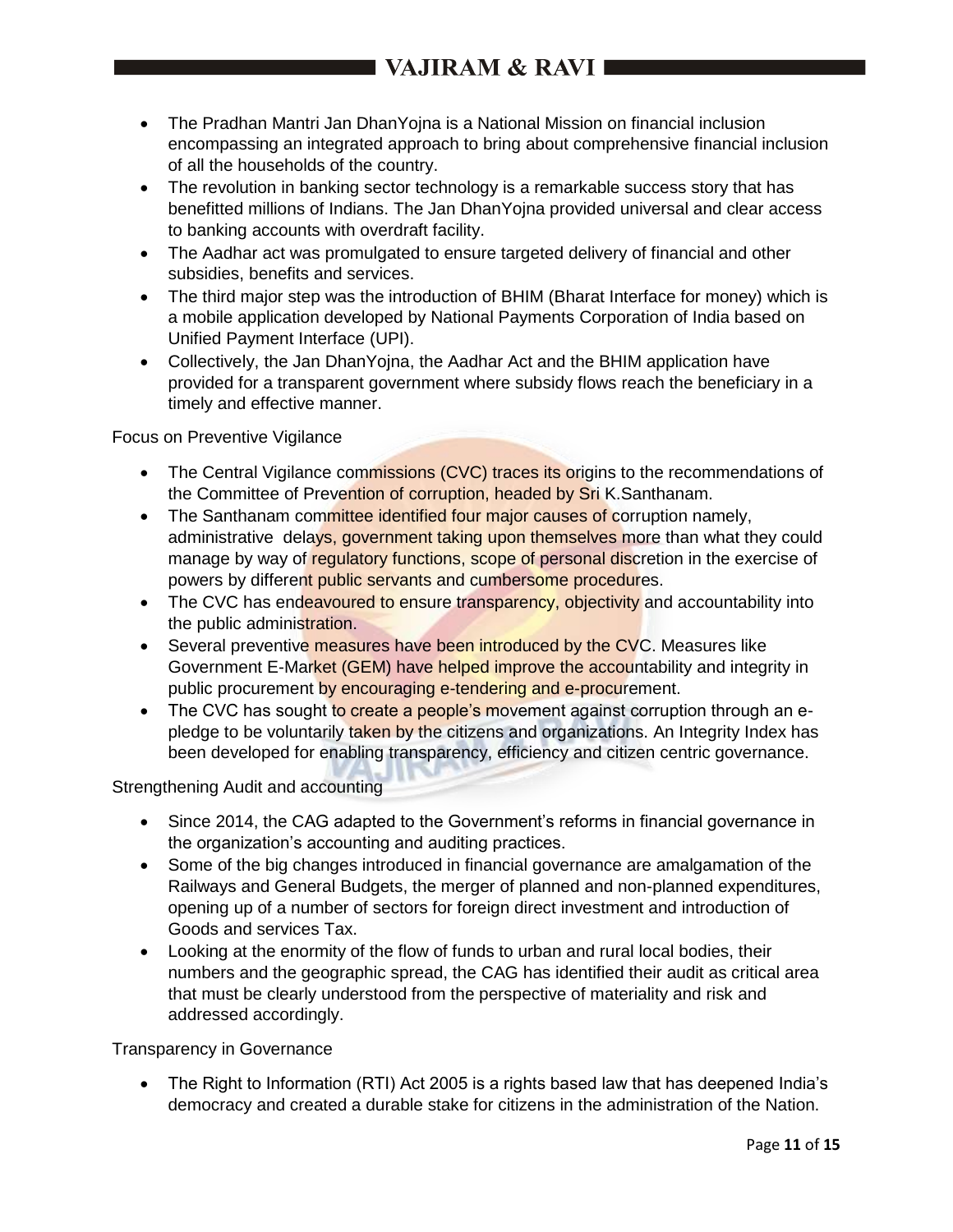- The Pradhan Mantri Jan DhanYojna is a National Mission on financial inclusion encompassing an integrated approach to bring about comprehensive financial inclusion of all the households of the country.
- The revolution in banking sector technology is a remarkable success story that has benefitted millions of Indians. The Jan DhanYojna provided universal and clear access to banking accounts with overdraft facility.
- The Aadhar act was promulgated to ensure targeted delivery of financial and other subsidies, benefits and services.
- The third major step was the introduction of BHIM (Bharat Interface for money) which is a mobile application developed by National Payments Corporation of India based on Unified Payment Interface (UPI).
- Collectively, the Jan DhanYojna, the Aadhar Act and the BHIM application have provided for a transparent government where subsidy flows reach the beneficiary in a timely and effective manner.

Focus on Preventive Vigilance

- The Central Vigilance commissions (CVC) traces its origins to the recommendations of the Committee of Prevention of corruption, headed by Sri K.Santhanam.
- The Santhanam committee identified four major causes of corruption namely, administrative delays, government taking upon themselves more than what they could manage by way of regulatory functions, scope of personal discretion in the exercise of powers by different public servants and cumbersome procedures.
- The CVC has endeavoured to ensure transparency, objectivity and accountability into the public administration.
- Several preventive measures have been introduced by the CVC. Measures like Government E-Market (GEM) have helped improve the accountability and integrity in public procurement by encouraging e-tendering and e-procurement.
- The CVC has sought to create a people's movement against corruption through an e-pledge to be voluntarily taken by the citizens and organizations. An Integrity Index has been developed for enabling transparency, efficiency and citizen centric governance.

Strengthening Audit and accounting

- Since 2014, the CAG adapted to the Government's reforms in financial governance in the organization's accounting and auditing practices.
- Some of the big changes introduced in financial governance are amalgamation of the Railways and General Budgets, the merger of planned and non-planned expenditures, opening up of a number of sectors for foreign direct investment and introduction of Goods and services Tax.
- Looking at the enormity of the flow of funds to urban and rural local bodies, their numbers and the geographic spread, the CAG has identified their audit as critical area that must be clearly understood from the perspective of materiality and risk and addressed accordingly.

Transparency in Governance

- The Right to Information (RTI) Act 2005 is a rights based law that has deepened India's democracy and created a durable stake for citizens in the administration of the Nation.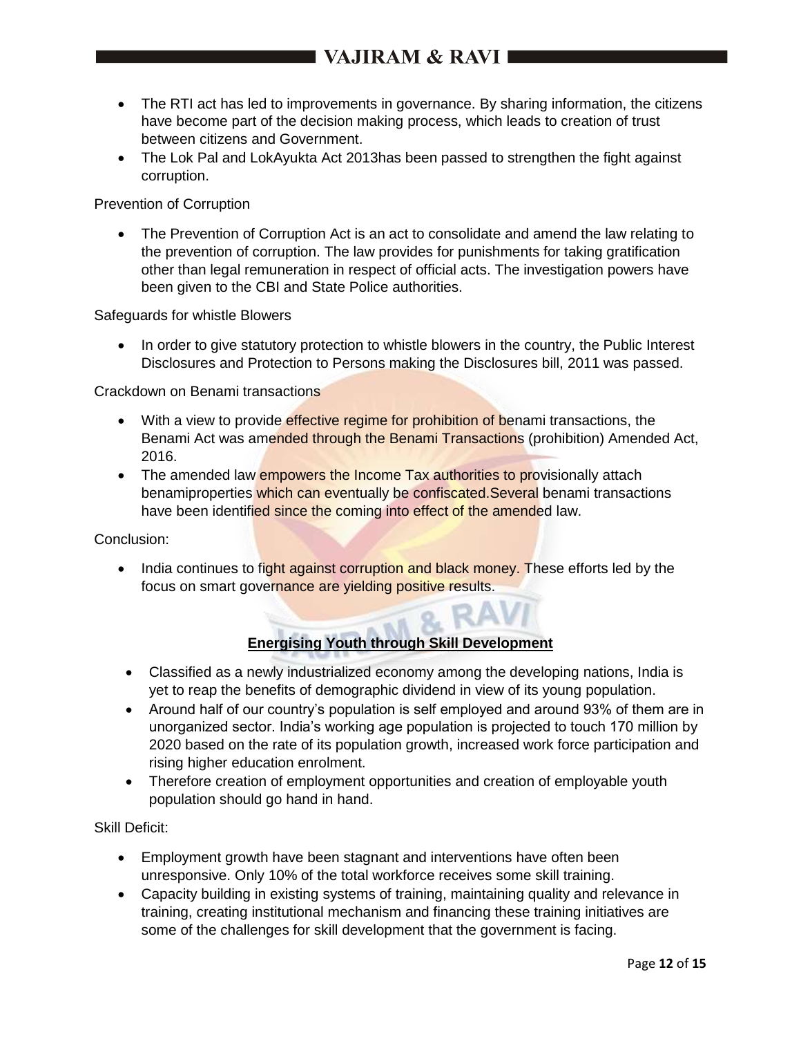- The RTI act has led to improvements in governance. By sharing information, the citizens have become part of the decision making process, which leads to creation of trust between citizens and Government.
- The Lok Pal and LokAyukta Act 2013has been passed to strengthen the fight against corruption.

Prevention of Corruption

- The Prevention of Corruption Act is an act to consolidate and amend the law relating to the prevention of corruption. The law provides for punishments for taking gratification other than legal remuneration in respect of official acts. The investigation powers have been given to the CBI and State Police authorities.

Safeguards for whistle Blowers

- In order to give statutory protection to whistle blowers in the country, the Public Interest Disclosures and Protection to Persons making the Disclosures bill, 2011 was passed.

Crackdown on Benami transactions

- With a view to provide effective regime for prohibition of benami transactions, the Benami Act was amended through the Benami Transactions (prohibition) Amended Act, 2016.
- The amended law empowers the Income Tax authorities to provisionally attach benamiproperties which can eventually be confiscated.Several benami transactions have been identified since the coming into effect of the amended law.

Conclusion:

- India continues to fight against corruption and black money. These efforts led by the focus on smart governance are yielding positive results.

## Energising Youth through Skill Development

- Classified as a newly industrialized economy among the developing nations, India is yet to reap the benefits of demographic dividend in view of its young population.
- Around half of our country's population is self employed and around 93% of them are in unorganized sector. India's working age population is projected to touch 170 million by 2020 based on the rate of its population growth, increased work force participation and rising higher education enrolment.
- Therefore creation of employment opportunities and creation of employable youth population should go hand in hand.

Skill Deficit:

- Employment growth have been stagnant and interventions have often been unresponsive. Only 10% of the total workforce receives some skill training.
- Capacity building in existing systems of training, maintaining quality and relevance in training, creating institutional mechanism and financing these training initiatives are some of the challenges for skill development that the government is facing.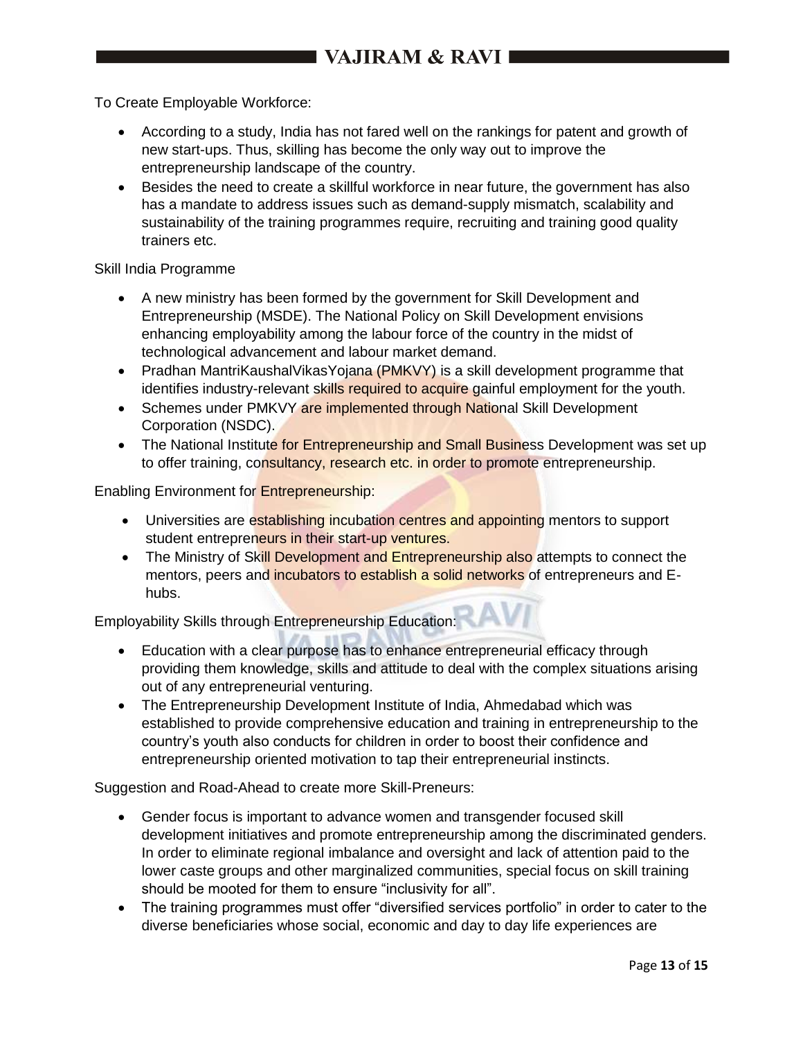To Create Employable Workforce:

- According to a study, India has not fared well on the rankings for patent and growth of new start-ups. Thus, skilling has become the only way out to improve the entrepreneurship landscape of the country.
- Besides the need to create a skillful workforce in near future, the government has also has a mandate to address issues such as demand-supply mismatch, scalability and sustainability of the training programmes require, recruiting and training good quality trainers etc.

Skill India Programme

- A new ministry has been formed by the government for Skill Development and Entrepreneurship (MSDE). The National Policy on Skill Development envisions enhancing employability among the labour force of the country in the midst of technological advancement and labour market demand.
- Pradhan MantriKaushalVikasYojana (PMKVY) is a skill development programme that identifies industry-relevant skills required to acquire gainful employment for the youth.
- Schemes under PMKVY are implemented through National Skill Development Corporation (NSDC).
- The National Institute for Entrepreneurship and Small Business Development was set up to offer training, consultancy, research etc. in order to promote entrepreneurship.

Enabling Environment for Entrepreneurship:

- Universities are establishing incubation centres and appointing mentors to support student entrepreneurs in their start-up ventures.
- The Ministry of Skill Development and Entrepreneurship also attempts to connect the mentors, peers and incubators to establish a solid networks of entrepreneurs and E-hubs.

Employability Skills through Entrepreneurship Education:

- Education with a clear purpose has to enhance entrepreneurial efficacy through providing them knowledge, skills and attitude to deal with the complex situations arising out of any entrepreneurial venturing.
- The Entrepreneurship Development Institute of India, Ahmedabad which was established to provide comprehensive education and training in entrepreneurship to the country's youth also conducts for children in order to boost their confidence and entrepreneurship oriented motivation to tap their entrepreneurial instincts.

Suggestion and Road-Ahead to create more Skill-Preneurs:

- Gender focus is important to advance women and transgender focused skill development initiatives and promote entrepreneurship among the discriminated genders. In order to eliminate regional imbalance and oversight and lack of attention paid to the lower caste groups and other marginalized communities, special focus on skill training should be mooted for them to ensure "inclusivity for all".
- The training programmes must offer "diversified services portfolio" in order to cater to the diverse beneficiaries whose social, economic and day to day life experiences are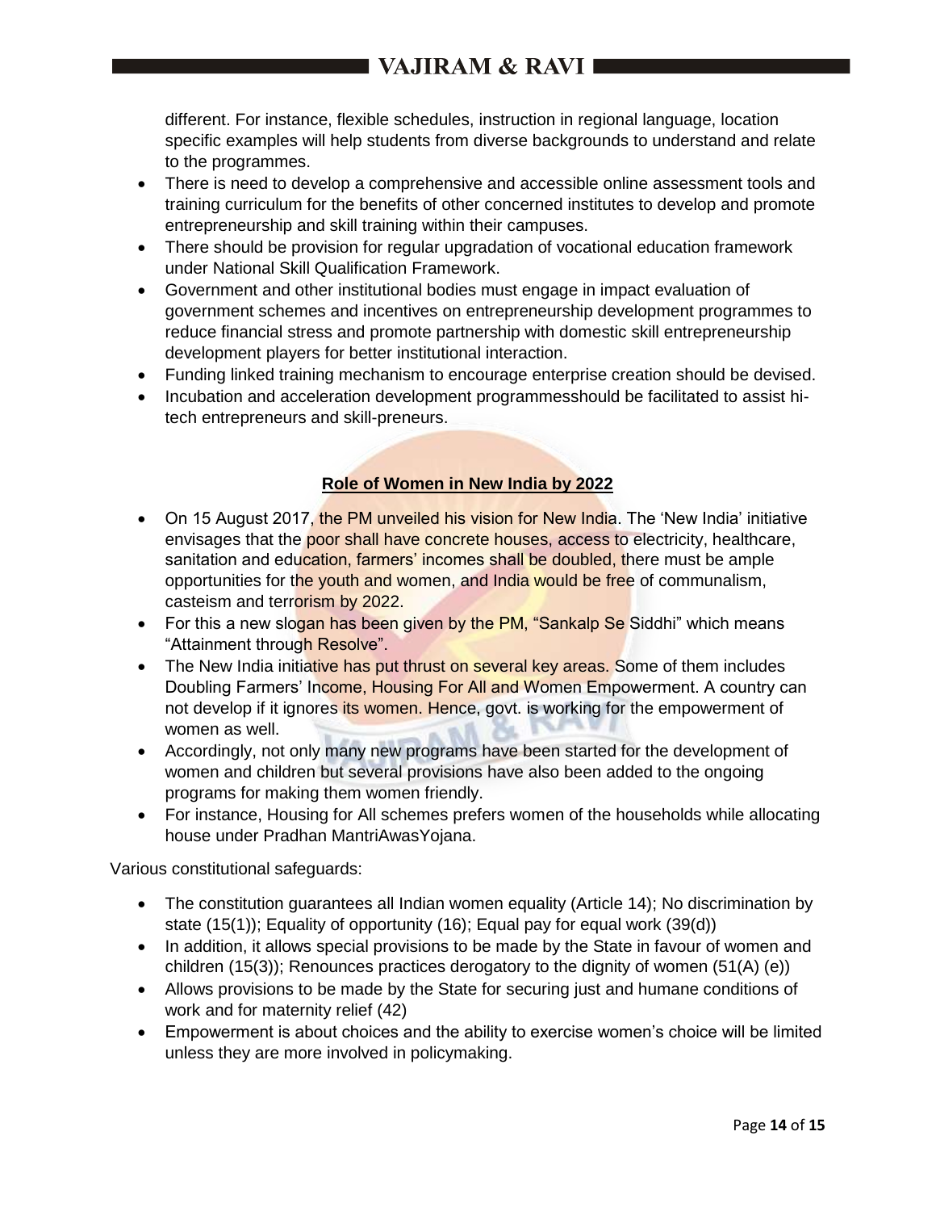different. For instance, flexible schedules, instruction in regional language, location specific examples will help students from diverse backgrounds to understand and relate to the programmes.

- There is need to develop a comprehensive and accessible online assessment tools and training curriculum for the benefits of other concerned institutes to develop and promote entrepreneurship and skill training within their campuses.
- There should be provision for regular upgradation of vocational education framework under National Skill Qualification Framework.
- Government and other institutional bodies must engage in impact evaluation of government schemes and incentives on entrepreneurship development programmes to reduce financial stress and promote partnership with domestic skill entrepreneurship development players for better institutional interaction.
- Funding linked training mechanism to encourage enterprise creation should be devised.
- Incubation and acceleration development programmesshould be facilitated to assist hi-tech entrepreneurs and skill-preneurs.

## Role of Women in New India by 2022

- On 15 August 2017, the PM unveiled his vision for New India. The 'New India' initiative envisages that the poor shall have concrete houses, access to electricity, healthcare, sanitation and education, farmers' incomes shall be doubled, there must be ample opportunities for the youth and women, and India would be free of communalism, casteism and terrorism by 2022.
- For this a new slogan has been given by the PM, "Sankalp Se Siddhi" which means "Attainment through Resolve".
- The New India initiative has put thrust on several key areas. Some of them includes Doubling Farmers' Income, Housing For All and Women Empowerment. A country can not develop if it ignores its women. Hence, govt. is working for the empowerment of women as well.
- Accordingly, not only many new programs have been started for the development of women and children but several provisions have also been added to the ongoing programs for making them women friendly.
- For instance, Housing for All schemes prefers women of the households while allocating house under Pradhan MantriAwasYojana.

Various constitutional safeguards:

- The constitution guarantees all Indian women equality (Article 14); No discrimination by state (15(1)); Equality of opportunity (16); Equal pay for equal work (39(d))
- In addition, it allows special provisions to be made by the State in favour of women and children (15(3)); Renounces practices derogatory to the dignity of women (51(A) (e))
- Allows provisions to be made by the State for securing just and humane conditions of work and for maternity relief (42)
- Empowerment is about choices and the ability to exercise women's choice will be limited unless they are more involved in policymaking.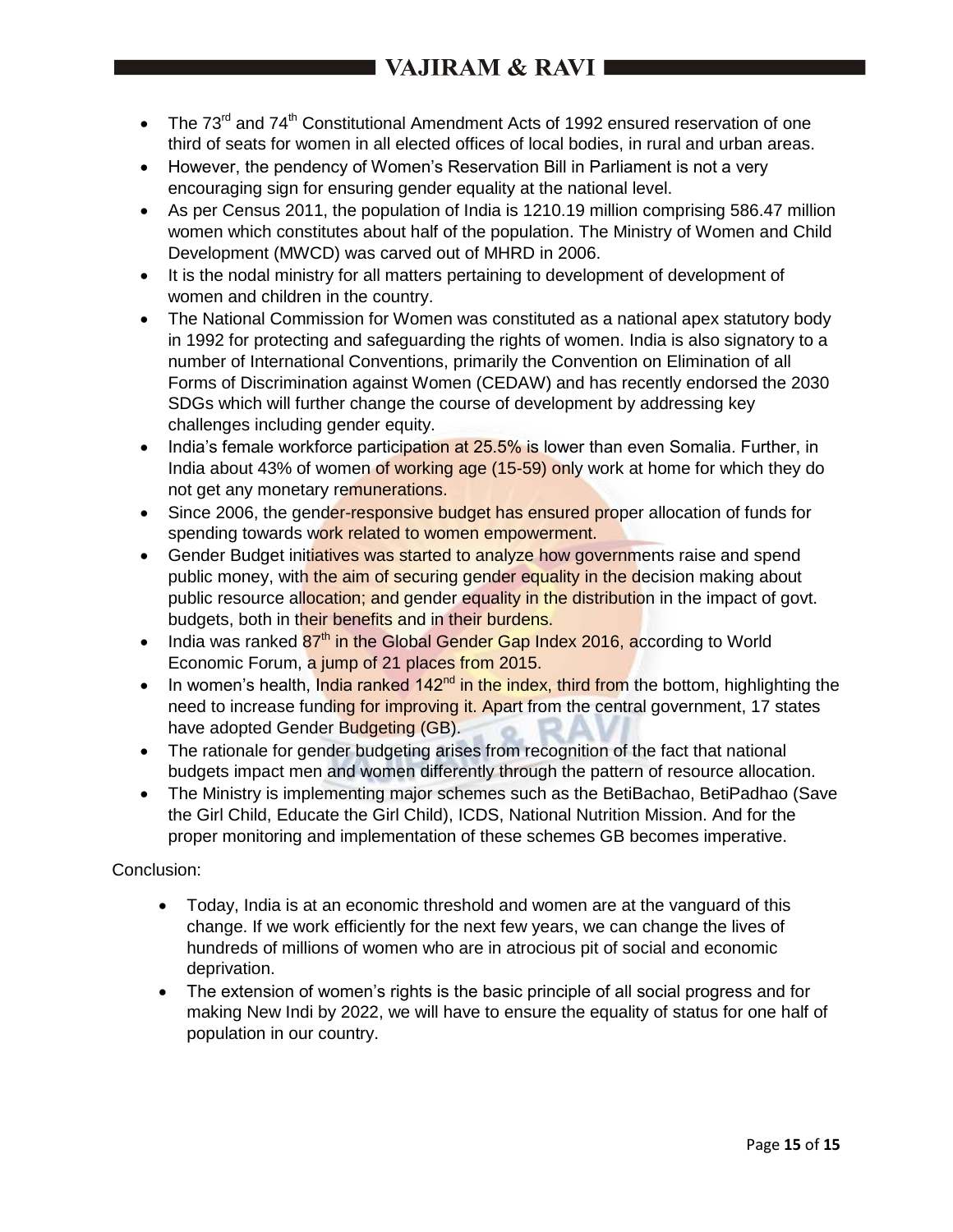- The 73rd and 74th Constitutional Amendment Acts of 1992 ensured reservation of one third of seats for women in all elected offices of local bodies, in rural and urban areas.
- However, the pendency of Women's Reservation Bill in Parliament is not a very encouraging sign for ensuring gender equality at the national level.
- As per Census 2011, the population of India is 1210.19 million comprising 586.47 million women which constitutes about half of the population. The Ministry of Women and Child Development (MWCD) was carved out of MHRD in 2006.
- It is the nodal ministry for all matters pertaining to development of development of women and children in the country.
- The National Commission for Women was constituted as a national apex statutory body in 1992 for protecting and safeguarding the rights of women. India is also signatory to a number of International Conventions, primarily the Convention on Elimination of all Forms of Discrimination against Women (CEDAW) and has recently endorsed the 2030 SDGs which will further change the course of development by addressing key challenges including gender equity.
- India's female workforce participation at 25.5% is lower than even Somalia. Further, in India about 43% of women of working age (15-59) only work at home for which they do not get any monetary remunerations.
- Since 2006, the gender-responsive budget has ensured proper allocation of funds for spending towards work related to women empowerment.
- Gender Budget initiatives was started to analyze how governments raise and spend public money, with the aim of securing gender equality in the decision making about public resource allocation; and gender equality in the distribution in the impact of govt. budgets, both in their benefits and in their burdens.
- India was ranked 87th in the Global Gender Gap Index 2016, according to World Economic Forum, a jump of 21 places from 2015.
- In women's health, India ranked 142nd in the index, third from the bottom, highlighting the need to increase funding for improving it. Apart from the central government, 17 states have adopted Gender Budgeting (GB).
- The rationale for gender budgeting arises from recognition of the fact that national budgets impact men and women differently through the pattern of resource allocation.
- The Ministry is implementing major schemes such as the BetiBachao, BetiPadhao (Save the Girl Child, Educate the Girl Child), ICDS, National Nutrition Mission. And for the proper monitoring and implementation of these schemes GB becomes imperative.

Conclusion:

- Today, India is at an economic threshold and women are at the vanguard of this change. If we work efficiently for the next few years, we can change the lives of hundreds of millions of women who are in atrocious pit of social and economic deprivation.
- The extension of women's rights is the basic principle of all social progress and for making New Indi by 2022, we will have to ensure the equality of status for one half of population in our country.